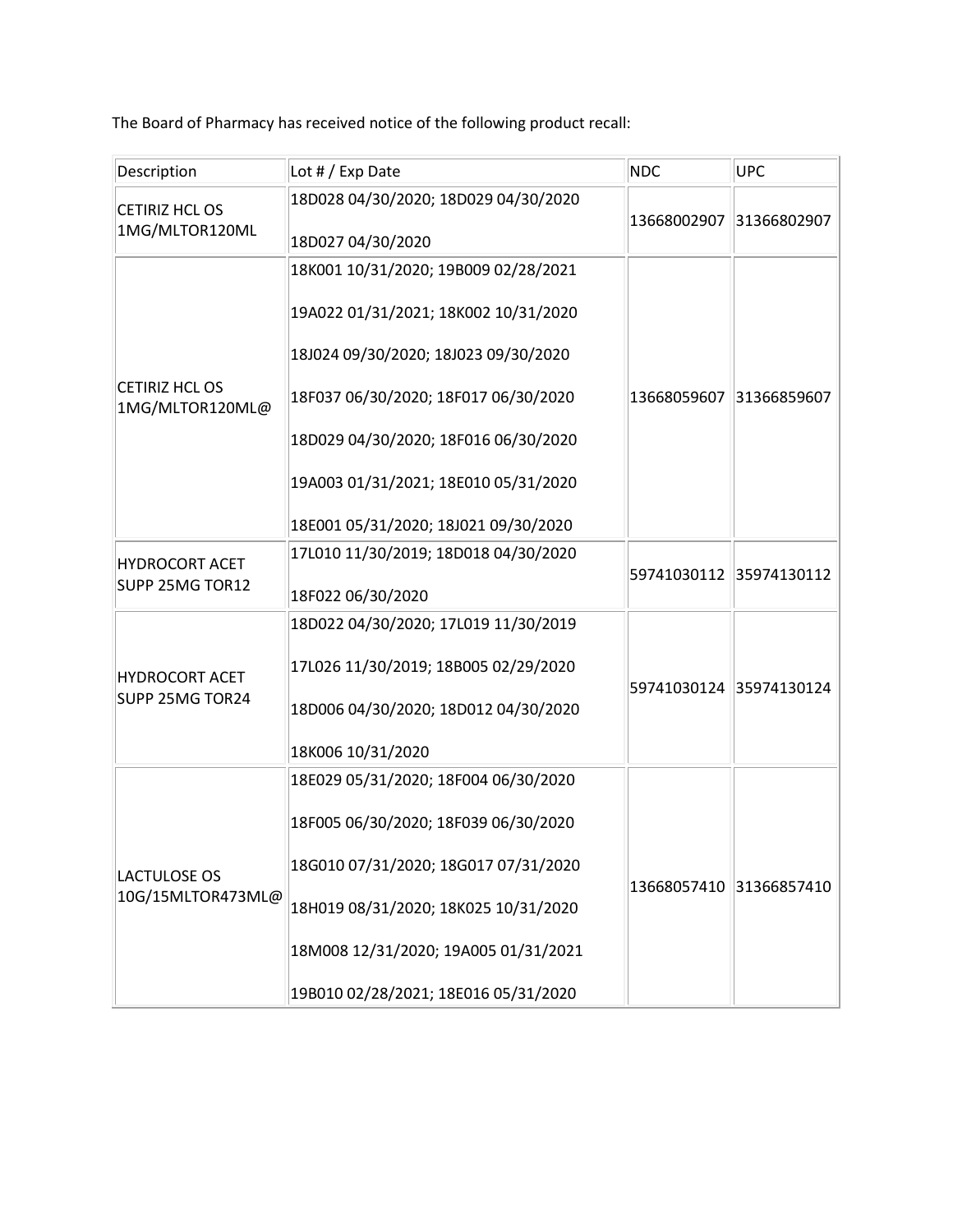The Board of Pharmacy has received notice of the following product recall:

| Description | Lot # / Exp Date | NDC | UPC |
|---|---|---|---|
| CETIRIZ HCL OS 1MG/MLTOR120ML | 18D028 04/30/2020; 18D029 04/30/2020<br><br>18D027 04/30/2020 | 13668002907 | 31366802907 |
| CETIRIZ HCL OS 1MG/MLTOR120ML@ | 18K001 10/31/2020; 19B009 02/28/2021<br><br>19A022 01/31/2021; 18K002 10/31/2020<br><br>18J024 09/30/2020; 18J023 09/30/2020<br><br>18F037 06/30/2020; 18F017 06/30/2020<br><br>18D029 04/30/2020; 18F016 06/30/2020<br><br>19A003 01/31/2021; 18E010 05/31/2020<br><br>18E001 05/31/2020; 18J021 09/30/2020 | 13668059607 | 31366859607 |
| HYDROCORT ACET SUPP 25MG TOR12 | 17L010 11/30/2019; 18D018 04/30/2020<br><br>18F022 06/30/2020 | 59741030112 | 35974130112 |
| HYDROCORT ACET SUPP 25MG TOR24 | 18D022 04/30/2020; 17L019 11/30/2019<br><br>17L026 11/30/2019; 18B005 02/29/2020<br><br>18D006 04/30/2020; 18D012 04/30/2020<br><br>18K006 10/31/2020 | 59741030124 | 35974130124 |
| LACTULOSE OS 10G/15MLTOR473ML@ | 18E029 05/31/2020; 18F004 06/30/2020<br><br>18F005 06/30/2020; 18F039 06/30/2020<br><br>18G010 07/31/2020; 18G017 07/31/2020<br><br>18H019 08/31/2020; 18K025 10/31/2020<br><br>18M008 12/31/2020; 19A005 01/31/2021<br><br>19B010 02/28/2021; 18E016 05/31/2020 | 13668057410 | 31366857410 |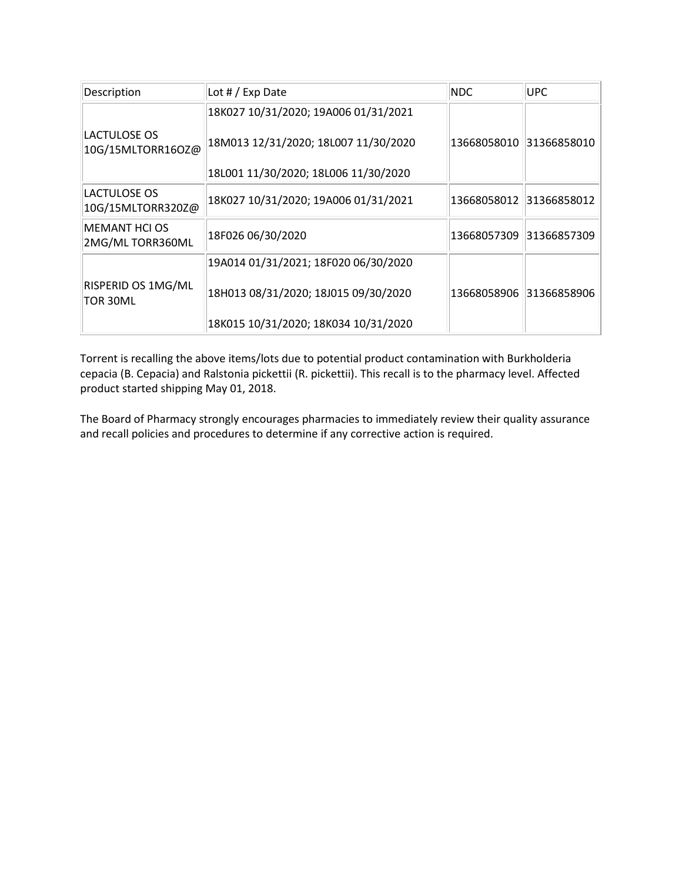| Description | Lot # / Exp Date | NDC | UPC |
| --- | --- | --- | --- |
| LACTULOSE OS 10G/15MLTORR16OZ@ | 18K027 10/31/2020; 19A006 01/31/2021<br><br>18M013 12/31/2020; 18L007 11/30/2020<br><br>18L001 11/30/2020; 18L006 11/30/2020 | 13668058010 | 31366858010 |
| LACTULOSE OS 10G/15MLTORR320Z@ | 18K027 10/31/2020; 19A006 01/31/2021 | 13668058012 | 31366858012 |
| MEMANT HCI OS 2MG/ML TORR360ML | 18F026 06/30/2020 | 13668057309 | 31366857309 |
| RISPERID OS 1MG/ML TOR 30ML | 19A014 01/31/2021; 18F020 06/30/2020<br><br>18H013 08/31/2020; 18J015 09/30/2020<br><br>18K015 10/31/2020; 18K034 10/31/2020 | 13668058906 | 31366858906 |

Torrent is recalling the above items/lots due to potential product contamination with Burkholderia cepacia (B. Cepacia) and Ralstonia pickettii (R. pickettii). This recall is to the pharmacy level. Affected product started shipping May 01, 2018.

The Board of Pharmacy strongly encourages pharmacies to immediately review their quality assurance and recall policies and procedures to determine if any corrective action is required.